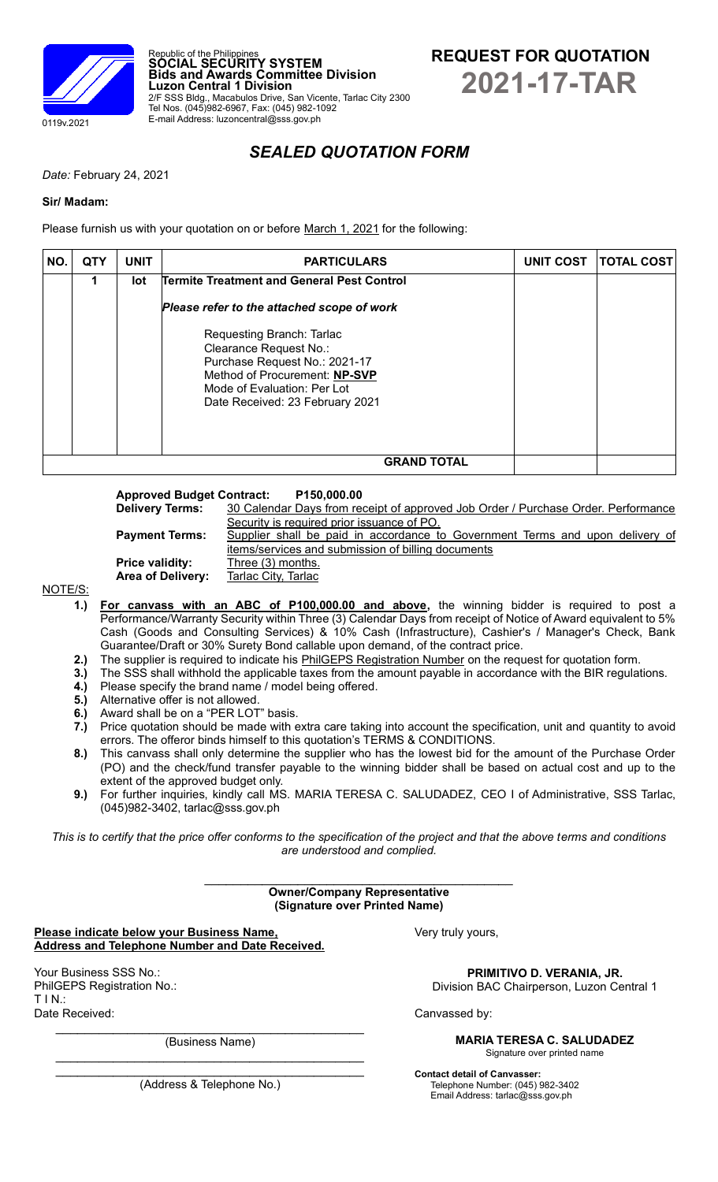0119v.2021

Republic of the Philippines
**SOCIAL SECURITY SYSTEM**
**Bids and Awards Committee Division**
**Luzon Central 1 Division**
2/F SSS Bldg., Macabulos Drive, San Vicente, Tarlac City 2300
Tel Nos. (045)982-6967, Fax: (045) 982-1092
E-mail Address: luzoncentral@sss.gov.ph

# REQUEST FOR QUOTATION
# 2021-17-TAR

## *SEALED QUOTATION FORM*

*Date:* February 24, 2021

**Sir/ Madam:**

Please furnish us with your quotation on or before March 1, 2021 for the following:

| NO. | QTY | UNIT | PARTICULARS | UNIT COST | TOTAL COST |
|---|---|---|---|---|---|
| | 1 | lot | **Termite Treatment and General Pest Control**<br><br>***Please refer to the attached scope of work***<br><br>Requesting Branch: Tarlac<br>Clearance Request No.:<br>Purchase Request No.: 2021-17<br>Method of Procurement: **NP-SVP**<br>Mode of Evaluation: Per Lot<br>Date Received: 23 February 2021 | | |
| | | | **GRAND TOTAL** | | |

**Approved Budget Contract:** **P150,000.00**

**Delivery Terms:** 30 Calendar Days from receipt of approved Job Order / Purchase Order. Performance Security is required prior issuance of PO.

**Payment Terms:** Supplier shall be paid in accordance to Government Terms and upon delivery of items/services and submission of billing documents

**Price validity:** Three (3) months.

**Area of Delivery:** Tarlac City, Tarlac

NOTE/S:

1.) **For canvass with an ABC of P100,000.00 and above,** the winning bidder is required to post a Performance/Warranty Security within Three (3) Calendar Days from receipt of Notice of Award equivalent to 5% Cash (Goods and Consulting Services) & 10% Cash (Infrastructure), Cashier's / Manager's Check, Bank Guarantee/Draft or 30% Surety Bond callable upon demand, of the contract price.
2.) The supplier is required to indicate his PhilGEPS Registration Number on the request for quotation form.
3.) The SSS shall withhold the applicable taxes from the amount payable in accordance with the BIR regulations.
4.) Please specify the brand name / model being offered.
5.) Alternative offer is not allowed.
6.) Award shall be on a "PER LOT" basis.
7.) Price quotation should be made with extra care taking into account the specification, unit and quantity to avoid errors. The offeror binds himself to this quotation's TERMS & CONDITIONS.
8.) This canvass shall only determine the supplier who has the lowest bid for the amount of the Purchase Order (PO) and the check/fund transfer payable to the winning bidder shall be based on actual cost and up to the extent of the approved budget only.
9.) For further inquiries, kindly call MS. MARIA TERESA C. SALUDADEZ, CEO I of Administrative, SSS Tarlac, (045)982-3402, tarlac@sss.gov.ph

*This is to certify that the price offer conforms to the specification of the project and that the above terms and conditions are understood and complied.*

\_\_\_\_\_\_\_\_\_\_\_\_\_\_\_\_\_\_\_\_\_\_\_\_\_\_\_\_\_\_\_\_\_\_\_\_\_\_\_\_
**Owner/Company Representative**
**(Signature over Printed Name)**

**Please indicate below your Business Name, Address and Telephone Number and Date Received.**

Your Business SSS No.:
PhilGEPS Registration No.:
T I N.:
Date Received:

\_\_\_\_\_\_\_\_\_\_\_\_\_\_\_\_\_\_\_\_\_\_\_\_\_\_\_\_\_\_\_\_\_\_\_\_\_\_\_\_
(Business Name)

\_\_\_\_\_\_\_\_\_\_\_\_\_\_\_\_\_\_\_\_\_\_\_\_\_\_\_\_\_\_\_\_\_\_\_\_\_\_\_\_
\_\_\_\_\_\_\_\_\_\_\_\_\_\_\_\_\_\_\_\_\_\_\_\_\_\_\_\_\_\_\_\_\_\_\_\_\_\_\_\_
(Address & Telephone No.)

Very truly yours,

**PRIMITIVO D. VERANIA, JR.**
Division BAC Chairperson, Luzon Central 1

Canvassed by:

**MARIA TERESA C. SALUDADEZ**
Signature over printed name

**Contact detail of Canvasser:**
Telephone Number: (045) 982-3402
Email Address: tarlac@sss.gov.ph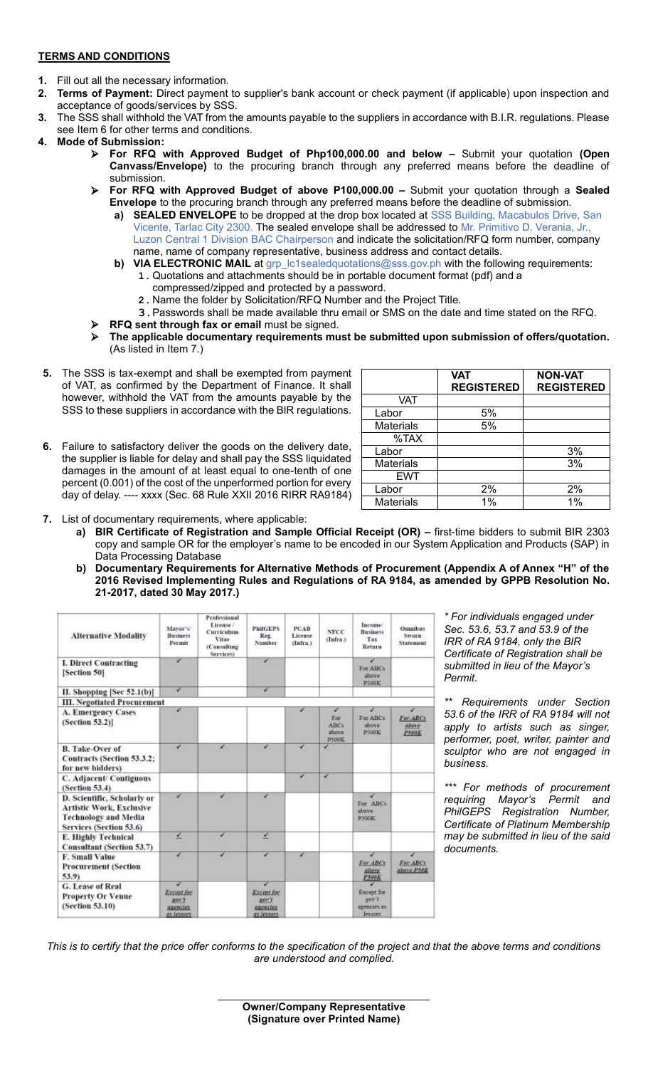**TERMS AND CONDITIONS**

1. Fill out all the necessary information.
2. **Terms of Payment:** Direct payment to supplier's bank account or check payment (if applicable) upon inspection and acceptance of goods/services by SSS.
3. The SSS shall withhold the VAT from the amounts payable to the suppliers in accordance with B.I.R. regulations. Please see Item 6 for other terms and conditions.
4. **Mode of Submission:**
   - **For RFQ with Approved Budget of Php100,000.00 and below –** Submit your quotation **(Open Canvass/Envelope)** to the procuring branch through any preferred means before the deadline of submission.
   - **For RFQ with Approved Budget of above P100,000.00 –** Submit your quotation through a **Sealed Envelope** to the procuring branch through any preferred means before the deadline of submission.
     - a) **SEALED ENVELOPE** to be dropped at the drop box located at SSS Building, Macabulos Drive, San Vicente, Tarlac City 2300. The sealed envelope shall be addressed to Mr. Primitivo D. Verania, Jr., Luzon Central 1 Division BAC Chairperson and indicate the solicitation/RFQ form number, company name, name of company representative, business address and contact details.
     - b) **VIA ELECTRONIC MAIL** at grp_lc1sealedquotations@sss.gov.ph with the following requirements:
       1. Quotations and attachments should be in portable document format (pdf) and a compressed/zipped and protected by a password.
       2. Name the folder by Solicitation/RFQ Number and the Project Title.
       3. Passwords shall be made available thru email or SMS on the date and time stated on the RFQ.
   - **RFQ sent through fax or email** must be signed.
   - **The applicable documentary requirements must be submitted upon submission of offers/quotation.** (As listed in Item 7.)
5. The SSS is tax-exempt and shall be exempted from payment of VAT, as confirmed by the Department of Finance. It shall however, withhold the VAT from the amounts payable by the SSS to these suppliers in accordance with the BIR regulations.
6. Failure to satisfactory deliver the goods on the delivery date, the supplier is liable for delay and shall pay the SSS liquidated damages in the amount of at least equal to one-tenth of one percent (0.001) of the cost of the unperformed portion for every day of delay. ---- xxxx (Sec. 68 Rule XXII 2016 RIRR RA9184)

| | **VAT REGISTERED** | **NON-VAT REGISTERED** |
|---|---|---|
| VAT | | |
| Labor | 5% | |
| Materials | 5% | |
| %TAX | | |
| Labor | | 3% |
| Materials | | 3% |
| EWT | | |
| Labor | 2% | 2% |
| Materials | 1% | 1% |

7. List of documentary requirements, where applicable:
   - a) **BIR Certificate of Registration and Sample Official Receipt (OR) –** first-time bidders to submit BIR 2303 copy and sample OR for the employer's name to be encoded in our System Application and Products (SAP) in Data Processing Database
   - b) **Documentary Requirements for Alternative Methods of Procurement (Appendix A of Annex "H" of the 2016 Revised Implementing Rules and Regulations of RA 9184, as amended by GPPB Resolution No. 21-2017, dated 30 May 2017.)**

| Alternative Modality | Mayor's/ Business Permit | Professional License / Curriculum Vitae (Consulting Services) | PhilGEPS Reg. Number | PCAB License (Infra.) | NFCC (Infra.) | Income/ Business Tax Return | Omnibus Sworn Statement |
|---|---|---|---|---|---|---|---|
| I. Direct Contracting [Section 50] | ✓ | | ✓ | | | ✓ For ABCs above P500K | |
| II. Shopping [Sec 52.1(b)] | ✓ | | ✓ | | | | |
| III. Negotiated Procurement | | | | | | | |
| A. Emergency Cases (Section 53.2)] | ✓ | | | ✓ | ✓ For ABCs above P500K | ✓ For ABCs above P500K | ✓ For ABCs above P500K |
| B. Take-Over of Contracts (Section 53.3.2; for new bidders) | ✓ | ✓ | ✓ | ✓ | ✓ | | |
| C. Adjacent/ Contiguous (Section 53.4) | | | | ✓ | ✓ | | |
| D. Scientific, Scholarly or Artistic Work, Exclusive Technology and Media Services (Section 53.6) | ✓ | ✓ | ✓ | | | ✓ For ABCs above P500K | |
| E. Highly Technical Consultant (Section 53.7) | ✓ | ✓ | ✓ | | | | |
| F. Small Value Procurement (Section 53.9) | ✓ | ✓ | ✓ | ✓ | | ✓ For ABCs above P500K | ✓ For ABCs above P50K |
| G. Lease of Real Property Or Venue (Section 53.10) | ✓ Except for gov't agencies as lessors | | ✓ Except for gov't agencies as lessors | | | ✓ Except for gov't agencies as lessors | |

*\* For individuals engaged under Sec. 53.6, 53.7 and 53.9 of the IRR of RA 9184, only the BIR Certificate of Registration shall be submitted in lieu of the Mayor's Permit.*

*\*\* Requirements under Section 53.6 of the IRR of RA 9184 will not apply to artists such as singer, performer, poet, writer, painter and sculptor who are not engaged in business.*

*\*\*\* For methods of procurement requiring Mayor's Permit and PhilGEPS Registration Number, Certificate of Platinum Membership may be submitted in lieu of the said documents.*

*This is to certify that the price offer conforms to the specification of the project and that the above terms and conditions are understood and complied.*

**Owner/Company Representative**
**(Signature over Printed Name)**